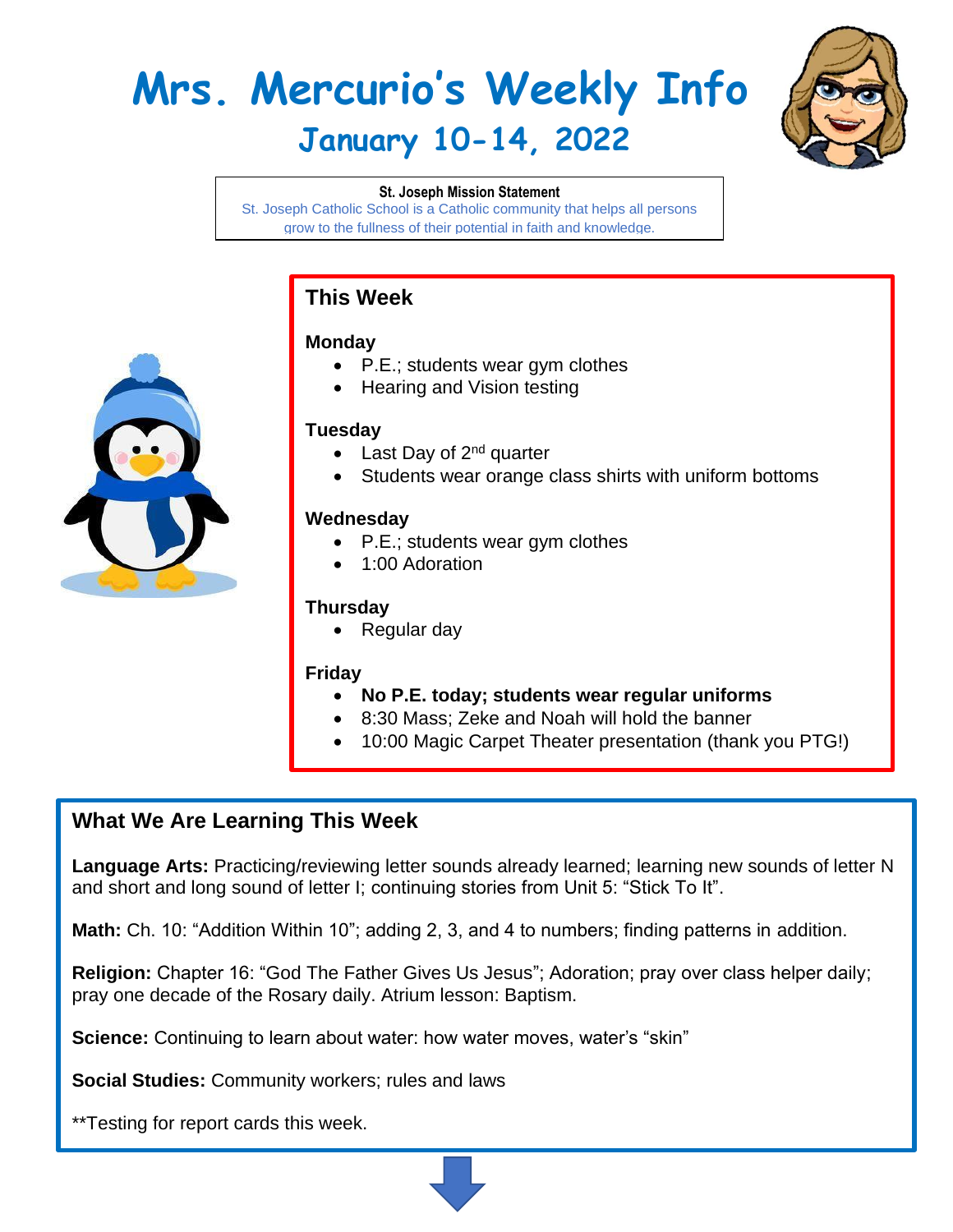# Mrs. Mercurio's Weekly Info

## January 10-14, 2022

**St. Joseph Mission Statement**
St. Joseph Catholic School is a Catholic community that helps all persons grow to the fullness of their potential in faith and knowledge.

## This Week

**Monday**
- P.E.; students wear gym clothes
- Hearing and Vision testing

**Tuesday**
- Last Day of 2nd quarter
- Students wear orange class shirts with uniform bottoms

**Wednesday**
- P.E.; students wear gym clothes
- 1:00 Adoration

**Thursday**
- Regular day

**Friday**
- **No P.E. today; students wear regular uniforms**
- 8:30 Mass; Zeke and Noah will hold the banner
- 10:00 Magic Carpet Theater presentation (thank you PTG!)

## What We Are Learning This Week

**Language Arts:** Practicing/reviewing letter sounds already learned; learning new sounds of letter N and short and long sound of letter I; continuing stories from Unit 5: "Stick To It".

**Math:** Ch. 10: "Addition Within 10"; adding 2, 3, and 4 to numbers; finding patterns in addition.

**Religion:** Chapter 16: "God The Father Gives Us Jesus"; Adoration; pray over class helper daily; pray one decade of the Rosary daily. Atrium lesson: Baptism.

**Science:** Continuing to learn about water: how water moves, water's "skin"

**Social Studies:** Community workers; rules and laws

**Testing for report cards this week.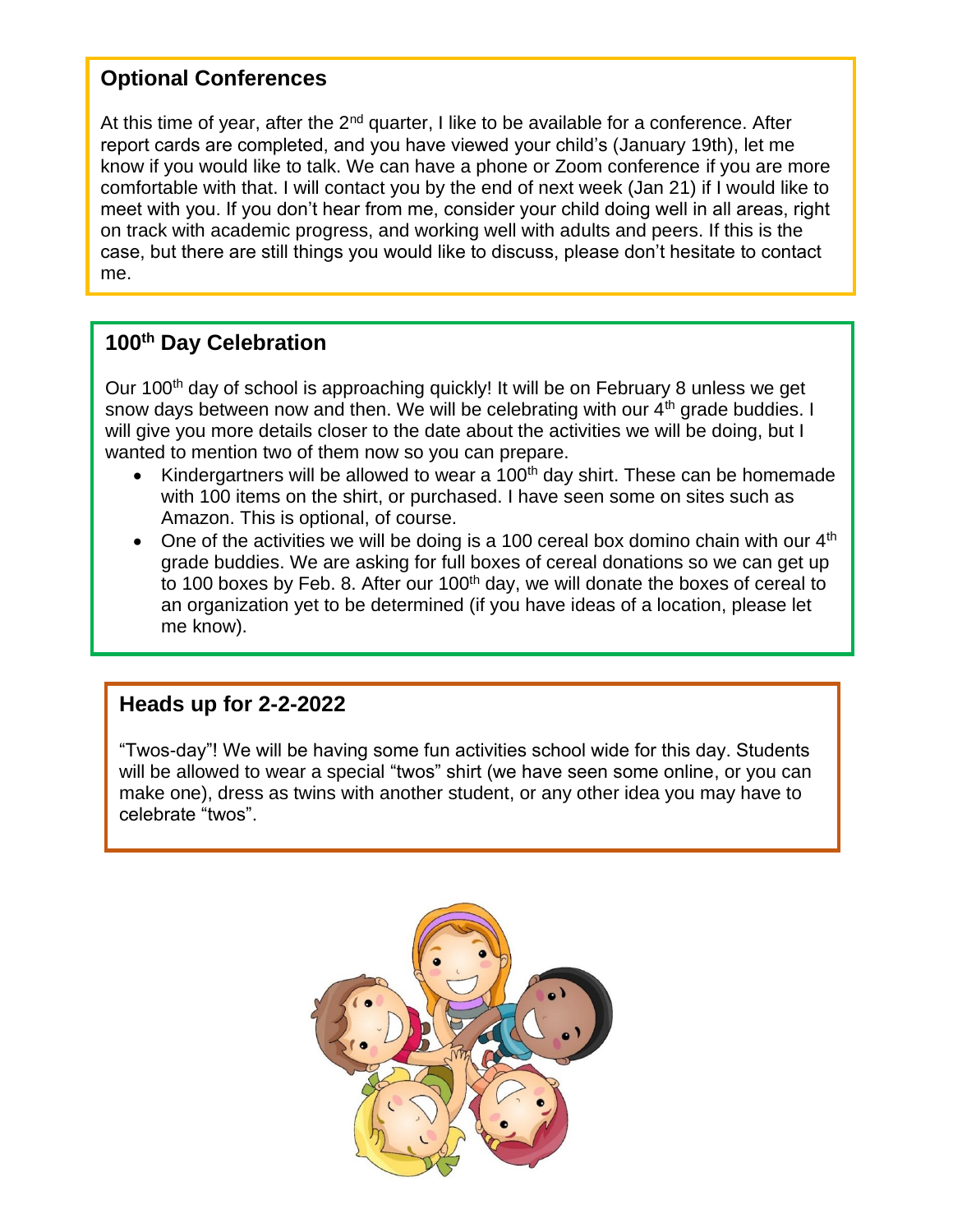## Optional Conferences

At this time of year, after the 2nd quarter, I like to be available for a conference. After report cards are completed, and you have viewed your child's (January 19th), let me know if you would like to talk. We can have a phone or Zoom conference if you are more comfortable with that. I will contact you by the end of next week (Jan 21) if I would like to meet with you. If you don't hear from me, consider your child doing well in all areas, right on track with academic progress, and working well with adults and peers. If this is the case, but there are still things you would like to discuss, please don't hesitate to contact me.

## 100th Day Celebration

Our 100th day of school is approaching quickly! It will be on February 8 unless we get snow days between now and then. We will be celebrating with our 4th grade buddies. I will give you more details closer to the date about the activities we will be doing, but I wanted to mention two of them now so you can prepare.

- Kindergartners will be allowed to wear a 100th day shirt. These can be homemade with 100 items on the shirt, or purchased. I have seen some on sites such as Amazon. This is optional, of course.
- One of the activities we will be doing is a 100 cereal box domino chain with our 4th grade buddies. We are asking for full boxes of cereal donations so we can get up to 100 boxes by Feb. 8. After our 100th day, we will donate the boxes of cereal to an organization yet to be determined (if you have ideas of a location, please let me know).

## Heads up for 2-2-2022

"Twos-day"! We will be having some fun activities school wide for this day. Students will be allowed to wear a special "twos" shirt (we have seen some online, or you can make one), dress as twins with another student, or any other idea you may have to celebrate "twos".